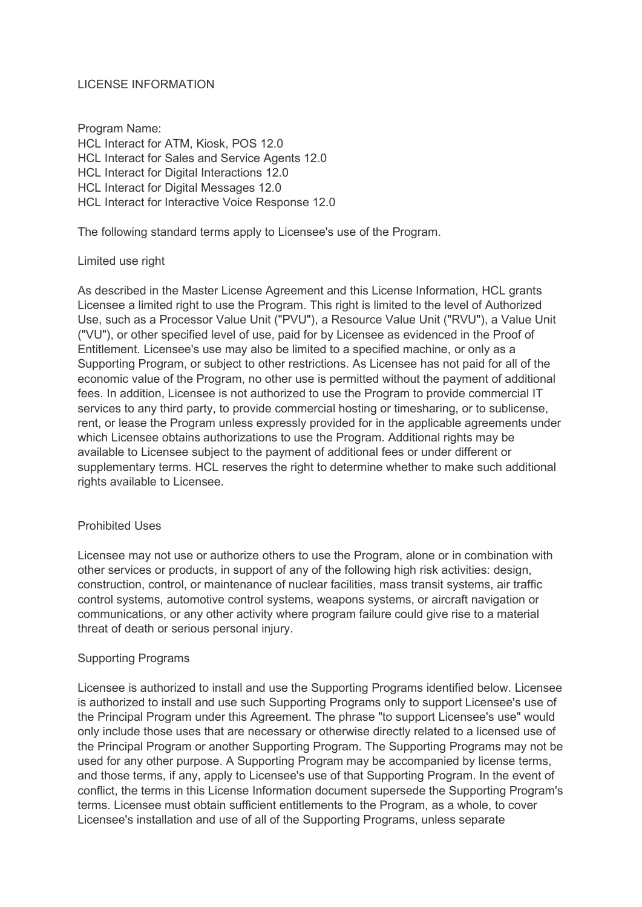# LICENSE INFORMATION

Program Name:
HCL Interact for ATM, Kiosk, POS 12.0
HCL Interact for Sales and Service Agents 12.0
HCL Interact for Digital Interactions 12.0
HCL Interact for Digital Messages 12.0
HCL Interact for Interactive Voice Response 12.0

The following standard terms apply to Licensee's use of the Program.

## Limited use right

As described in the Master License Agreement and this License Information, HCL grants Licensee a limited right to use the Program. This right is limited to the level of Authorized Use, such as a Processor Value Unit ("PVU"), a Resource Value Unit ("RVU"), a Value Unit ("VU"), or other specified level of use, paid for by Licensee as evidenced in the Proof of Entitlement. Licensee's use may also be limited to a specified machine, or only as a Supporting Program, or subject to other restrictions. As Licensee has not paid for all of the economic value of the Program, no other use is permitted without the payment of additional fees. In addition, Licensee is not authorized to use the Program to provide commercial IT services to any third party, to provide commercial hosting or timesharing, or to sublicense, rent, or lease the Program unless expressly provided for in the applicable agreements under which Licensee obtains authorizations to use the Program. Additional rights may be available to Licensee subject to the payment of additional fees or under different or supplementary terms. HCL reserves the right to determine whether to make such additional rights available to Licensee.

## Prohibited Uses

Licensee may not use or authorize others to use the Program, alone or in combination with other services or products, in support of any of the following high risk activities: design, construction, control, or maintenance of nuclear facilities, mass transit systems, air traffic control systems, automotive control systems, weapons systems, or aircraft navigation or communications, or any other activity where program failure could give rise to a material threat of death or serious personal injury.

## Supporting Programs

Licensee is authorized to install and use the Supporting Programs identified below. Licensee is authorized to install and use such Supporting Programs only to support Licensee's use of the Principal Program under this Agreement. The phrase "to support Licensee's use" would only include those uses that are necessary or otherwise directly related to a licensed use of the Principal Program or another Supporting Program. The Supporting Programs may not be used for any other purpose. A Supporting Program may be accompanied by license terms, and those terms, if any, apply to Licensee's use of that Supporting Program. In the event of conflict, the terms in this License Information document supersede the Supporting Program's terms. Licensee must obtain sufficient entitlements to the Program, as a whole, to cover Licensee's installation and use of all of the Supporting Programs, unless separate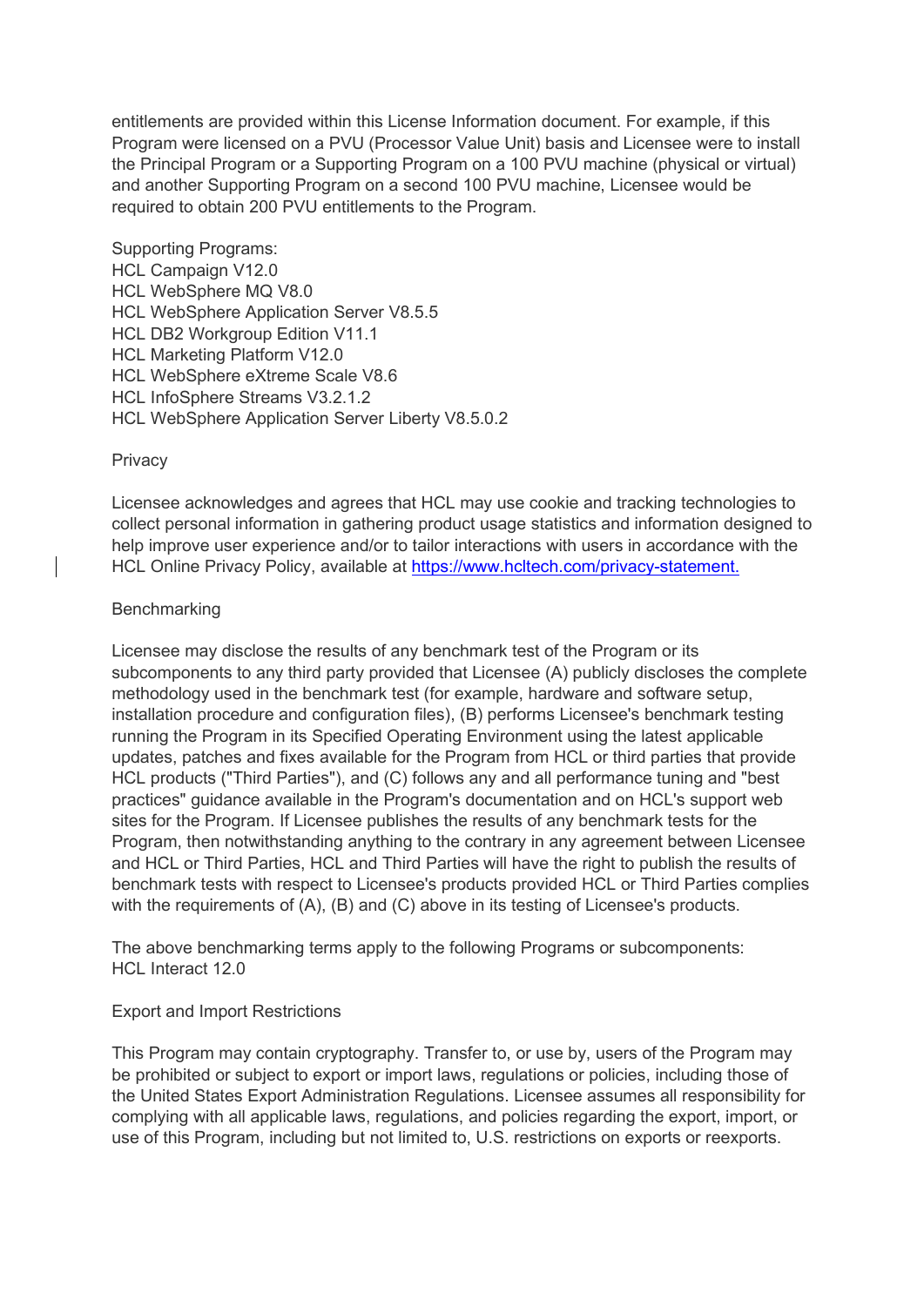entitlements are provided within this License Information document. For example, if this Program were licensed on a PVU (Processor Value Unit) basis and Licensee were to install the Principal Program or a Supporting Program on a 100 PVU machine (physical or virtual) and another Supporting Program on a second 100 PVU machine, Licensee would be required to obtain 200 PVU entitlements to the Program.

Supporting Programs:
HCL Campaign V12.0
HCL WebSphere MQ V8.0
HCL WebSphere Application Server V8.5.5
HCL DB2 Workgroup Edition V11.1
HCL Marketing Platform V12.0
HCL WebSphere eXtreme Scale V8.6
HCL InfoSphere Streams V3.2.1.2
HCL WebSphere Application Server Liberty V8.5.0.2

Privacy

Licensee acknowledges and agrees that HCL may use cookie and tracking technologies to collect personal information in gathering product usage statistics and information designed to help improve user experience and/or to tailor interactions with users in accordance with the HCL Online Privacy Policy, available at [https://www.hcltech.com/privacy-statement.](https://www.hcltech.com/privacy-statement)

Benchmarking

Licensee may disclose the results of any benchmark test of the Program or its subcomponents to any third party provided that Licensee (A) publicly discloses the complete methodology used in the benchmark test (for example, hardware and software setup, installation procedure and configuration files), (B) performs Licensee's benchmark testing running the Program in its Specified Operating Environment using the latest applicable updates, patches and fixes available for the Program from HCL or third parties that provide HCL products ("Third Parties"), and (C) follows any and all performance tuning and "best practices" guidance available in the Program's documentation and on HCL's support web sites for the Program. If Licensee publishes the results of any benchmark tests for the Program, then notwithstanding anything to the contrary in any agreement between Licensee and HCL or Third Parties, HCL and Third Parties will have the right to publish the results of benchmark tests with respect to Licensee's products provided HCL or Third Parties complies with the requirements of (A), (B) and (C) above in its testing of Licensee's products.

The above benchmarking terms apply to the following Programs or subcomponents:
HCL Interact 12.0

Export and Import Restrictions

This Program may contain cryptography. Transfer to, or use by, users of the Program may be prohibited or subject to export or import laws, regulations or policies, including those of the United States Export Administration Regulations. Licensee assumes all responsibility for complying with all applicable laws, regulations, and policies regarding the export, import, or use of this Program, including but not limited to, U.S. restrictions on exports or reexports.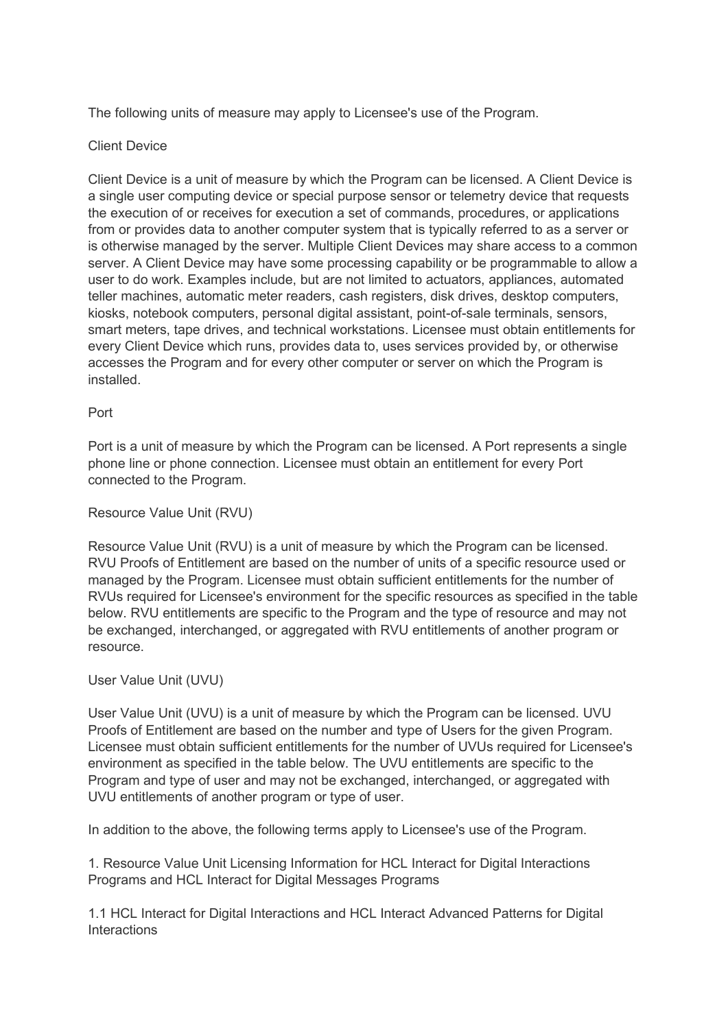The following units of measure may apply to Licensee's use of the Program.

## Client Device

Client Device is a unit of measure by which the Program can be licensed. A Client Device is a single user computing device or special purpose sensor or telemetry device that requests the execution of or receives for execution a set of commands, procedures, or applications from or provides data to another computer system that is typically referred to as a server or is otherwise managed by the server. Multiple Client Devices may share access to a common server. A Client Device may have some processing capability or be programmable to allow a user to do work. Examples include, but are not limited to actuators, appliances, automated teller machines, automatic meter readers, cash registers, disk drives, desktop computers, kiosks, notebook computers, personal digital assistant, point-of-sale terminals, sensors, smart meters, tape drives, and technical workstations. Licensee must obtain entitlements for every Client Device which runs, provides data to, uses services provided by, or otherwise accesses the Program and for every other computer or server on which the Program is installed.

## Port

Port is a unit of measure by which the Program can be licensed. A Port represents a single phone line or phone connection. Licensee must obtain an entitlement for every Port connected to the Program.

## Resource Value Unit (RVU)

Resource Value Unit (RVU) is a unit of measure by which the Program can be licensed. RVU Proofs of Entitlement are based on the number of units of a specific resource used or managed by the Program. Licensee must obtain sufficient entitlements for the number of RVUs required for Licensee's environment for the specific resources as specified in the table below. RVU entitlements are specific to the Program and the type of resource and may not be exchanged, interchanged, or aggregated with RVU entitlements of another program or resource.

## User Value Unit (UVU)

User Value Unit (UVU) is a unit of measure by which the Program can be licensed. UVU Proofs of Entitlement are based on the number and type of Users for the given Program. Licensee must obtain sufficient entitlements for the number of UVUs required for Licensee's environment as specified in the table below. The UVU entitlements are specific to the Program and type of user and may not be exchanged, interchanged, or aggregated with UVU entitlements of another program or type of user.

In addition to the above, the following terms apply to Licensee's use of the Program.

## 1. Resource Value Unit Licensing Information for HCL Interact for Digital Interactions Programs and HCL Interact for Digital Messages Programs

### 1.1 HCL Interact for Digital Interactions and HCL Interact Advanced Patterns for Digital Interactions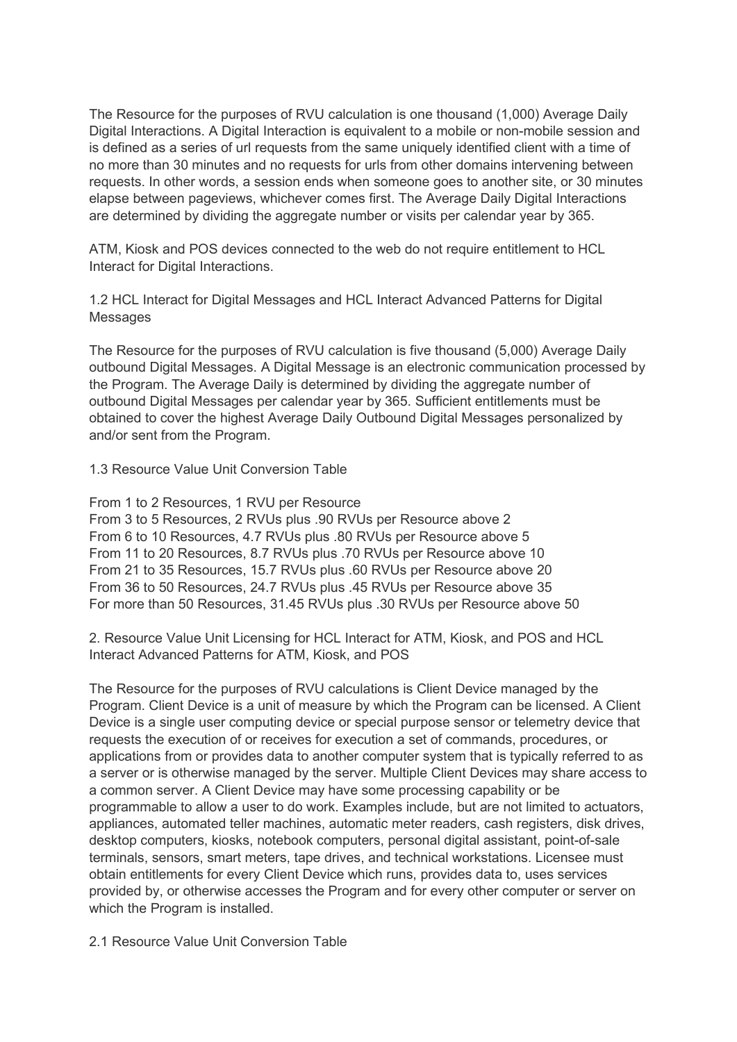The Resource for the purposes of RVU calculation is one thousand (1,000) Average Daily Digital Interactions. A Digital Interaction is equivalent to a mobile or non-mobile session and is defined as a series of url requests from the same uniquely identified client with a time of no more than 30 minutes and no requests for urls from other domains intervening between requests. In other words, a session ends when someone goes to another site, or 30 minutes elapse between pageviews, whichever comes first. The Average Daily Digital Interactions are determined by dividing the aggregate number or visits per calendar year by 365.

ATM, Kiosk and POS devices connected to the web do not require entitlement to HCL Interact for Digital Interactions.

### 1.2 HCL Interact for Digital Messages and HCL Interact Advanced Patterns for Digital Messages

The Resource for the purposes of RVU calculation is five thousand (5,000) Average Daily outbound Digital Messages. A Digital Message is an electronic communication processed by the Program. The Average Daily is determined by dividing the aggregate number of outbound Digital Messages per calendar year by 365. Sufficient entitlements must be obtained to cover the highest Average Daily Outbound Digital Messages personalized by and/or sent from the Program.

### 1.3 Resource Value Unit Conversion Table

From 1 to 2 Resources, 1 RVU per Resource
From 3 to 5 Resources, 2 RVUs plus .90 RVUs per Resource above 2
From 6 to 10 Resources, 4.7 RVUs plus .80 RVUs per Resource above 5
From 11 to 20 Resources, 8.7 RVUs plus .70 RVUs per Resource above 10
From 21 to 35 Resources, 15.7 RVUs plus .60 RVUs per Resource above 20
From 36 to 50 Resources, 24.7 RVUs plus .45 RVUs per Resource above 35
For more than 50 Resources, 31.45 RVUs plus .30 RVUs per Resource above 50

## 2. Resource Value Unit Licensing for HCL Interact for ATM, Kiosk, and POS and HCL Interact Advanced Patterns for ATM, Kiosk, and POS

The Resource for the purposes of RVU calculations is Client Device managed by the Program. Client Device is a unit of measure by which the Program can be licensed. A Client Device is a single user computing device or special purpose sensor or telemetry device that requests the execution of or receives for execution a set of commands, procedures, or applications from or provides data to another computer system that is typically referred to as a server or is otherwise managed by the server. Multiple Client Devices may share access to a common server. A Client Device may have some processing capability or be programmable to allow a user to do work. Examples include, but are not limited to actuators, appliances, automated teller machines, automatic meter readers, cash registers, disk drives, desktop computers, kiosks, notebook computers, personal digital assistant, point-of-sale terminals, sensors, smart meters, tape drives, and technical workstations. Licensee must obtain entitlements for every Client Device which runs, provides data to, uses services provided by, or otherwise accesses the Program and for every other computer or server on which the Program is installed.

### 2.1 Resource Value Unit Conversion Table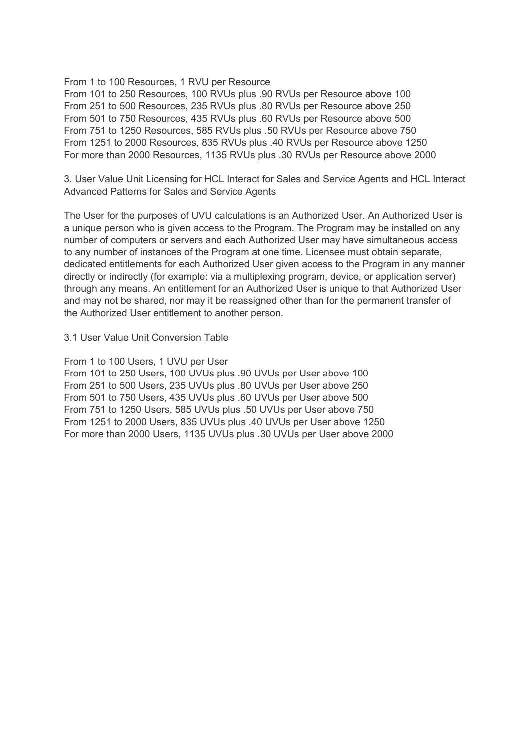From 1 to 100 Resources, 1 RVU per Resource
From 101 to 250 Resources, 100 RVUs plus .90 RVUs per Resource above 100
From 251 to 500 Resources, 235 RVUs plus .80 RVUs per Resource above 250
From 501 to 750 Resources, 435 RVUs plus .60 RVUs per Resource above 500
From 751 to 1250 Resources, 585 RVUs plus .50 RVUs per Resource above 750
From 1251 to 2000 Resources, 835 RVUs plus .40 RVUs per Resource above 1250
For more than 2000 Resources, 1135 RVUs plus .30 RVUs per Resource above 2000

## 3. User Value Unit Licensing for HCL Interact for Sales and Service Agents and HCL Interact Advanced Patterns for Sales and Service Agents

The User for the purposes of UVU calculations is an Authorized User. An Authorized User is a unique person who is given access to the Program. The Program may be installed on any number of computers or servers and each Authorized User may have simultaneous access to any number of instances of the Program at one time. Licensee must obtain separate, dedicated entitlements for each Authorized User given access to the Program in any manner directly or indirectly (for example: via a multiplexing program, device, or application server) through any means. An entitlement for an Authorized User is unique to that Authorized User and may not be shared, nor may it be reassigned other than for the permanent transfer of the Authorized User entitlement to another person.

### 3.1 User Value Unit Conversion Table

From 1 to 100 Users, 1 UVU per User
From 101 to 250 Users, 100 UVUs plus .90 UVUs per User above 100
From 251 to 500 Users, 235 UVUs plus .80 UVUs per User above 250
From 501 to 750 Users, 435 UVUs plus .60 UVUs per User above 500
From 751 to 1250 Users, 585 UVUs plus .50 UVUs per User above 750
From 1251 to 2000 Users, 835 UVUs plus .40 UVUs per User above 1250
For more than 2000 Users, 1135 UVUs plus .30 UVUs per User above 2000